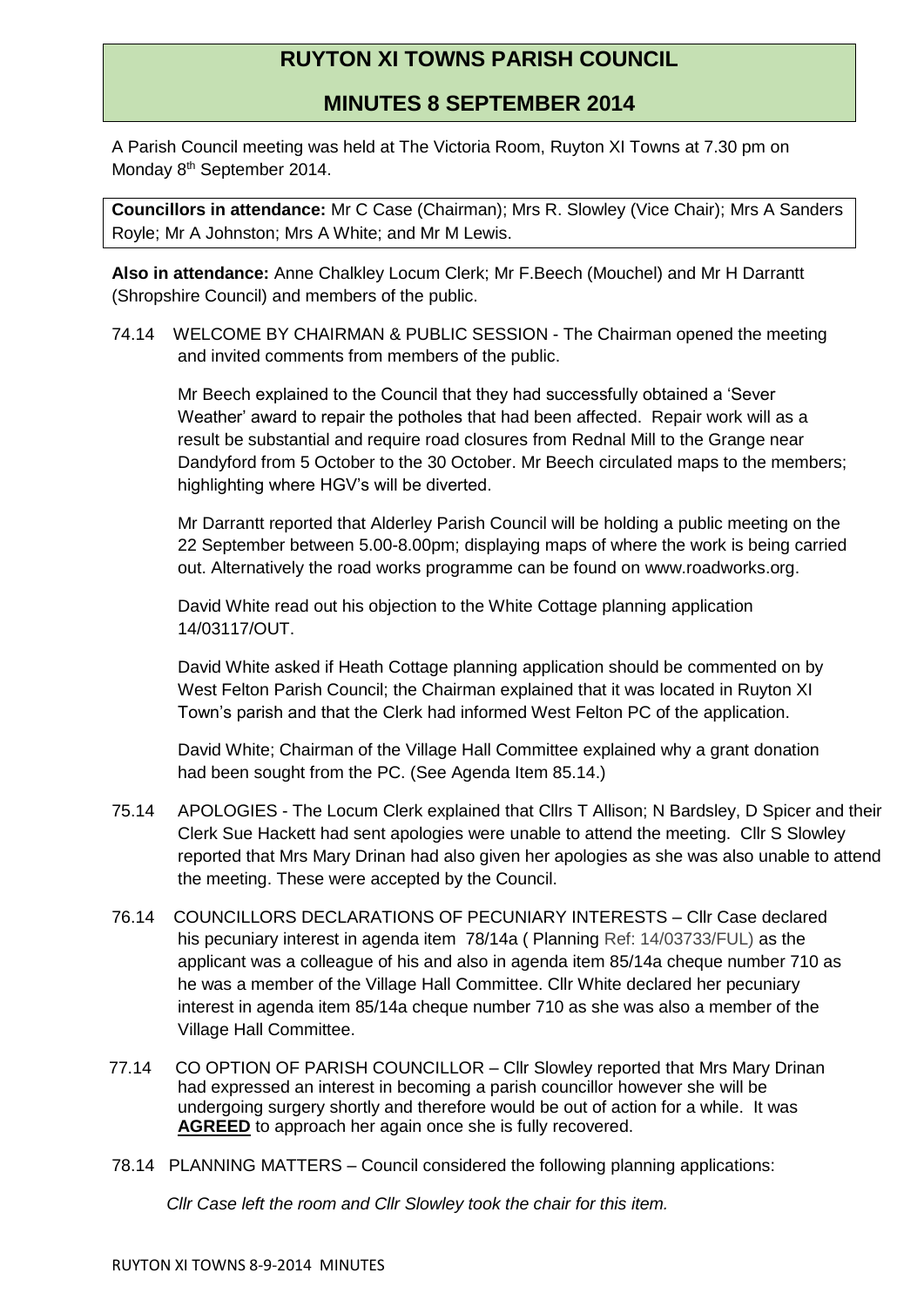# RUYTON XI TOWNS PARISH COUNCIL

## MINUTES 8 SEPTEMBER 2014

A Parish Council meeting was held at The Victoria Room, Ruyton XI Towns at 7.30 pm on Monday 8th September 2014.

**Councillors in attendance:** Mr C Case (Chairman); Mrs R. Slowley (Vice Chair); Mrs A Sanders Royle; Mr A Johnston; Mrs A White; and Mr M Lewis.

**Also in attendance:** Anne Chalkley Locum Clerk; Mr F.Beech (Mouchel) and Mr H Darrantt (Shropshire Council) and members of the public.

74.14 WELCOME BY CHAIRMAN & PUBLIC SESSION - The Chairman opened the meeting and invited comments from members of the public.

Mr Beech explained to the Council that they had successfully obtained a 'Sever Weather' award to repair the potholes that had been affected. Repair work will as a result be substantial and require road closures from Rednal Mill to the Grange near Dandyford from 5 October to the 30 October. Mr Beech circulated maps to the members; highlighting where HGV's will be diverted.

Mr Darrantt reported that Alderley Parish Council will be holding a public meeting on the 22 September between 5.00-8.00pm; displaying maps of where the work is being carried out. Alternatively the road works programme can be found on www.roadworks.org.

David White read out his objection to the White Cottage planning application 14/03117/OUT.

David White asked if Heath Cottage planning application should be commented on by West Felton Parish Council; the Chairman explained that it was located in Ruyton XI Town's parish and that the Clerk had informed West Felton PC of the application.

David White; Chairman of the Village Hall Committee explained why a grant donation had been sought from the PC. (See Agenda Item 85.14.)

75.14 APOLOGIES - The Locum Clerk explained that Cllrs T Allison; N Bardsley, D Spicer and their Clerk Sue Hackett had sent apologies were unable to attend the meeting. Cllr S Slowley reported that Mrs Mary Drinan had also given her apologies as she was also unable to attend the meeting. These were accepted by the Council.

76.14 COUNCILLORS DECLARATIONS OF PECUNIARY INTERESTS – Cllr Case declared his pecuniary interest in agenda item 78/14a ( Planning Ref: 14/03733/FUL) as the applicant was a colleague of his and also in agenda item 85/14a cheque number 710 as he was a member of the Village Hall Committee. Cllr White declared her pecuniary interest in agenda item 85/14a cheque number 710 as she was also a member of the Village Hall Committee.

77.14 CO OPTION OF PARISH COUNCILLOR – Cllr Slowley reported that Mrs Mary Drinan had expressed an interest in becoming a parish councillor however she will be undergoing surgery shortly and therefore would be out of action for a while. It was **AGREED** to approach her again once she is fully recovered.

78.14 PLANNING MATTERS – Council considered the following planning applications:

*Cllr Case left the room and Cllr Slowley took the chair for this item.*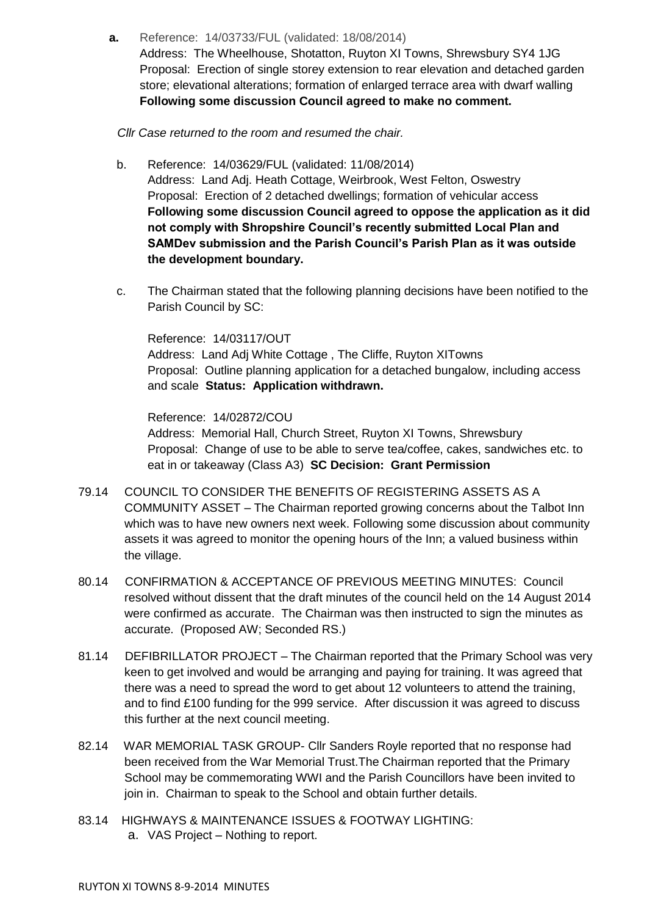**a.** Reference: 14/03733/FUL (validated: 18/08/2014)
Address: The Wheelhouse, Shotatton, Ruyton XI Towns, Shrewsbury SY4 1JG
Proposal: Erection of single storey extension to rear elevation and detached garden store; elevational alterations; formation of enlarged terrace area with dwarf walling
**Following some discussion Council agreed to make no comment.**

*Cllr Case returned to the room and resumed the chair.*

b. Reference: 14/03629/FUL (validated: 11/08/2014)
Address: Land Adj. Heath Cottage, Weirbrook, West Felton, Oswestry
Proposal: Erection of 2 detached dwellings; formation of vehicular access
**Following some discussion Council agreed to oppose the application as it did not comply with Shropshire Council's recently submitted Local Plan and SAMDev submission and the Parish Council's Parish Plan as it was outside the development boundary.**

c. The Chairman stated that the following planning decisions have been notified to the Parish Council by SC:

Reference: 14/03117/OUT
Address: Land Adj White Cottage , The Cliffe, Ruyton XITowns
Proposal: Outline planning application for a detached bungalow, including access and scale **Status: Application withdrawn.**

Reference: 14/02872/COU
Address: Memorial Hall, Church Street, Ruyton XI Towns, Shrewsbury
Proposal: Change of use to be able to serve tea/coffee, cakes, sandwiches etc. to eat in or takeaway (Class A3) **SC Decision: Grant Permission**

79.14 COUNCIL TO CONSIDER THE BENEFITS OF REGISTERING ASSETS AS A COMMUNITY ASSET – The Chairman reported growing concerns about the Talbot Inn which was to have new owners next week. Following some discussion about community assets it was agreed to monitor the opening hours of the Inn; a valued business within the village.

80.14 CONFIRMATION & ACCEPTANCE OF PREVIOUS MEETING MINUTES: Council resolved without dissent that the draft minutes of the council held on the 14 August 2014 were confirmed as accurate. The Chairman was then instructed to sign the minutes as accurate. (Proposed AW; Seconded RS.)

81.14 DEFIBRILLATOR PROJECT – The Chairman reported that the Primary School was very keen to get involved and would be arranging and paying for training. It was agreed that there was a need to spread the word to get about 12 volunteers to attend the training, and to find £100 funding for the 999 service. After discussion it was agreed to discuss this further at the next council meeting.

82.14 WAR MEMORIAL TASK GROUP- Cllr Sanders Royle reported that no response had been received from the War Memorial Trust.The Chairman reported that the Primary School may be commemorating WWI and the Parish Councillors have been invited to join in. Chairman to speak to the School and obtain further details.

83.14 HIGHWAYS & MAINTENANCE ISSUES & FOOTWAY LIGHTING:

a. VAS Project – Nothing to report.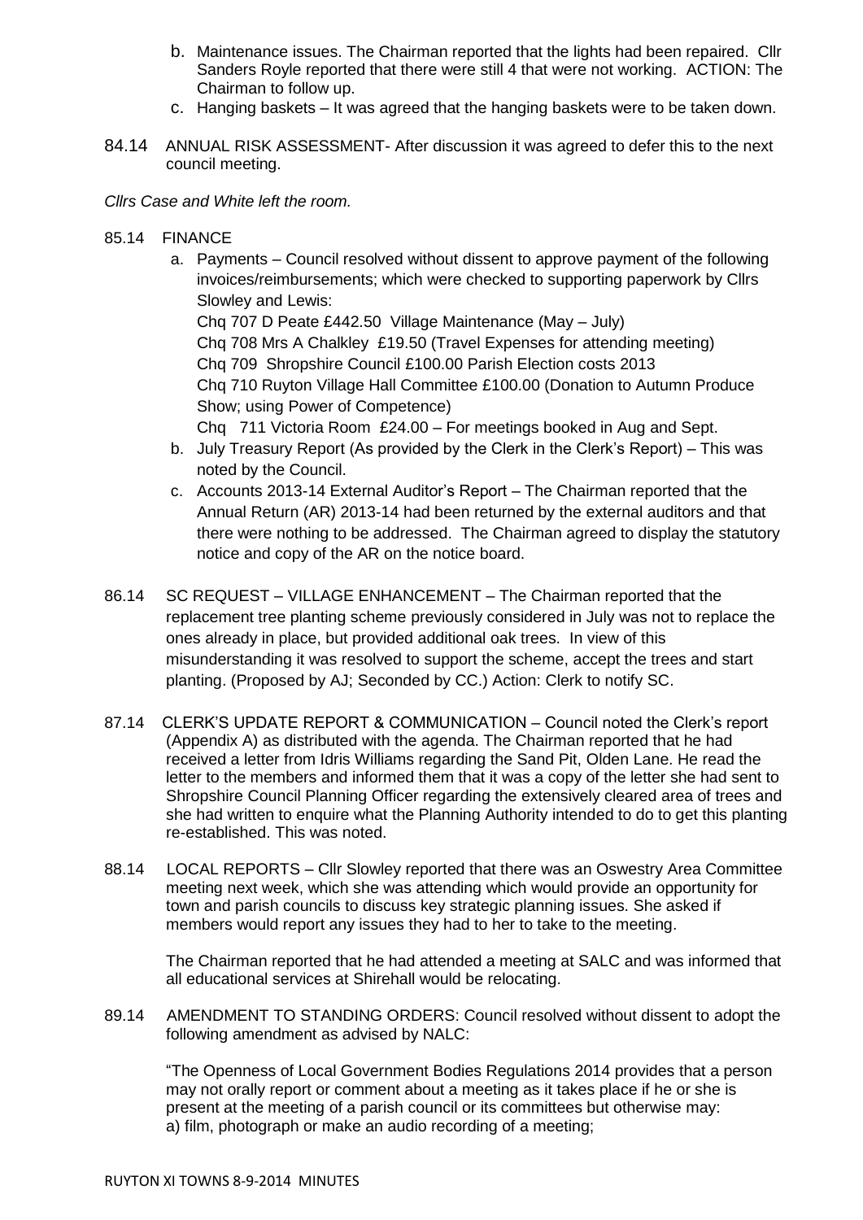b. Maintenance issues. The Chairman reported that the lights had been repaired. Cllr Sanders Royle reported that there were still 4 that were not working. ACTION: The Chairman to follow up.

c. Hanging baskets – It was agreed that the hanging baskets were to be taken down.

84.14 ANNUAL RISK ASSESSMENT- After discussion it was agreed to defer this to the next council meeting.

*Cllrs Case and White left the room.*

85.14 FINANCE

a. Payments – Council resolved without dissent to approve payment of the following invoices/reimbursements; which were checked to supporting paperwork by Cllrs Slowley and Lewis:
Chq 707 D Peate £442.50 Village Maintenance (May – July)
Chq 708 Mrs A Chalkley £19.50 (Travel Expenses for attending meeting)
Chq 709 Shropshire Council £100.00 Parish Election costs 2013
Chq 710 Ruyton Village Hall Committee £100.00 (Donation to Autumn Produce Show; using Power of Competence)
Chq 711 Victoria Room £24.00 – For meetings booked in Aug and Sept.

b. July Treasury Report (As provided by the Clerk in the Clerk's Report) – This was noted by the Council.

c. Accounts 2013-14 External Auditor's Report – The Chairman reported that the Annual Return (AR) 2013-14 had been returned by the external auditors and that there were nothing to be addressed. The Chairman agreed to display the statutory notice and copy of the AR on the notice board.

86.14 SC REQUEST – VILLAGE ENHANCEMENT – The Chairman reported that the replacement tree planting scheme previously considered in July was not to replace the ones already in place, but provided additional oak trees. In view of this misunderstanding it was resolved to support the scheme, accept the trees and start planting. (Proposed by AJ; Seconded by CC.) Action: Clerk to notify SC.

87.14 CLERK'S UPDATE REPORT & COMMUNICATION – Council noted the Clerk's report (Appendix A) as distributed with the agenda. The Chairman reported that he had received a letter from Idris Williams regarding the Sand Pit, Olden Lane. He read the letter to the members and informed them that it was a copy of the letter she had sent to Shropshire Council Planning Officer regarding the extensively cleared area of trees and she had written to enquire what the Planning Authority intended to do to get this planting re-established. This was noted.

88.14 LOCAL REPORTS – Cllr Slowley reported that there was an Oswestry Area Committee meeting next week, which she was attending which would provide an opportunity for town and parish councils to discuss key strategic planning issues. She asked if members would report any issues they had to her to take to the meeting.

The Chairman reported that he had attended a meeting at SALC and was informed that all educational services at Shirehall would be relocating.

89.14 AMENDMENT TO STANDING ORDERS: Council resolved without dissent to adopt the following amendment as advised by NALC:

"The Openness of Local Government Bodies Regulations 2014 provides that a person may not orally report or comment about a meeting as it takes place if he or she is present at the meeting of a parish council or its committees but otherwise may:
a) film, photograph or make an audio recording of a meeting;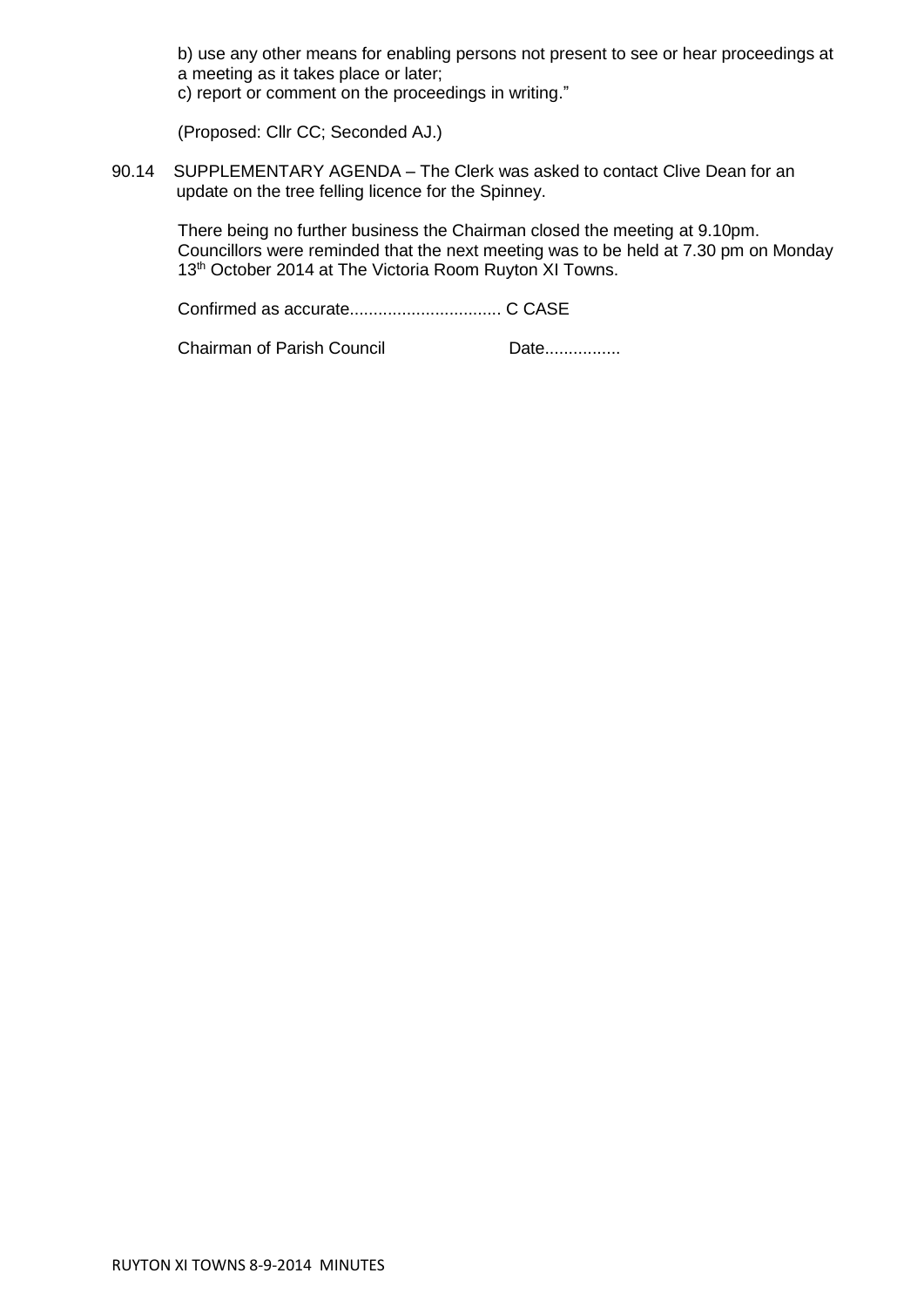b) use any other means for enabling persons not present to see or hear proceedings at a meeting as it takes place or later;
c) report or comment on the proceedings in writing."

(Proposed: Cllr CC; Seconded AJ.)

90.14 SUPPLEMENTARY AGENDA – The Clerk was asked to contact Clive Dean for an update on the tree felling licence for the Spinney.

There being no further business the Chairman closed the meeting at 9.10pm. Councillors were reminded that the next meeting was to be held at 7.30 pm on Monday 13th October 2014 at The Victoria Room Ruyton XI Towns.

Confirmed as accurate................................ C CASE

Chairman of Parish Council Date................